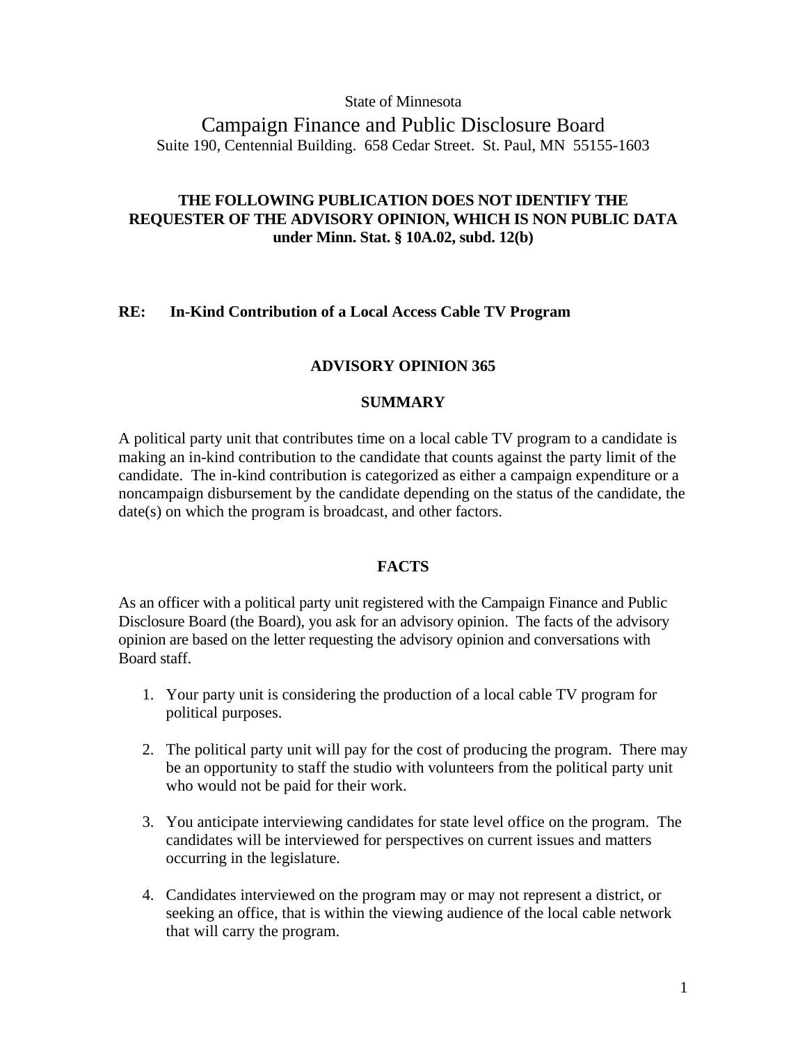State of Minnesota

# Campaign Finance and Public Disclosure Board

Suite 190, Centennial Building. 658 Cedar Street. St. Paul, MN 55155-1603

**THE FOLLOWING PUBLICATION DOES NOT IDENTIFY THE REQUESTER OF THE ADVISORY OPINION, WHICH IS NON PUBLIC DATA under Minn. Stat. § 10A.02, subd. 12(b)**

**RE: In-Kind Contribution of a Local Access Cable TV Program**

## ADVISORY OPINION 365

### SUMMARY

A political party unit that contributes time on a local cable TV program to a candidate is making an in-kind contribution to the candidate that counts against the party limit of the candidate. The in-kind contribution is categorized as either a campaign expenditure or a noncampaign disbursement by the candidate depending on the status of the candidate, the date(s) on which the program is broadcast, and other factors.

### FACTS

As an officer with a political party unit registered with the Campaign Finance and Public Disclosure Board (the Board), you ask for an advisory opinion. The facts of the advisory opinion are based on the letter requesting the advisory opinion and conversations with Board staff.

1. Your party unit is considering the production of a local cable TV program for political purposes.
2. The political party unit will pay for the cost of producing the program. There may be an opportunity to staff the studio with volunteers from the political party unit who would not be paid for their work.
3. You anticipate interviewing candidates for state level office on the program. The candidates will be interviewed for perspectives on current issues and matters occurring in the legislature.
4. Candidates interviewed on the program may or may not represent a district, or seeking an office, that is within the viewing audience of the local cable network that will carry the program.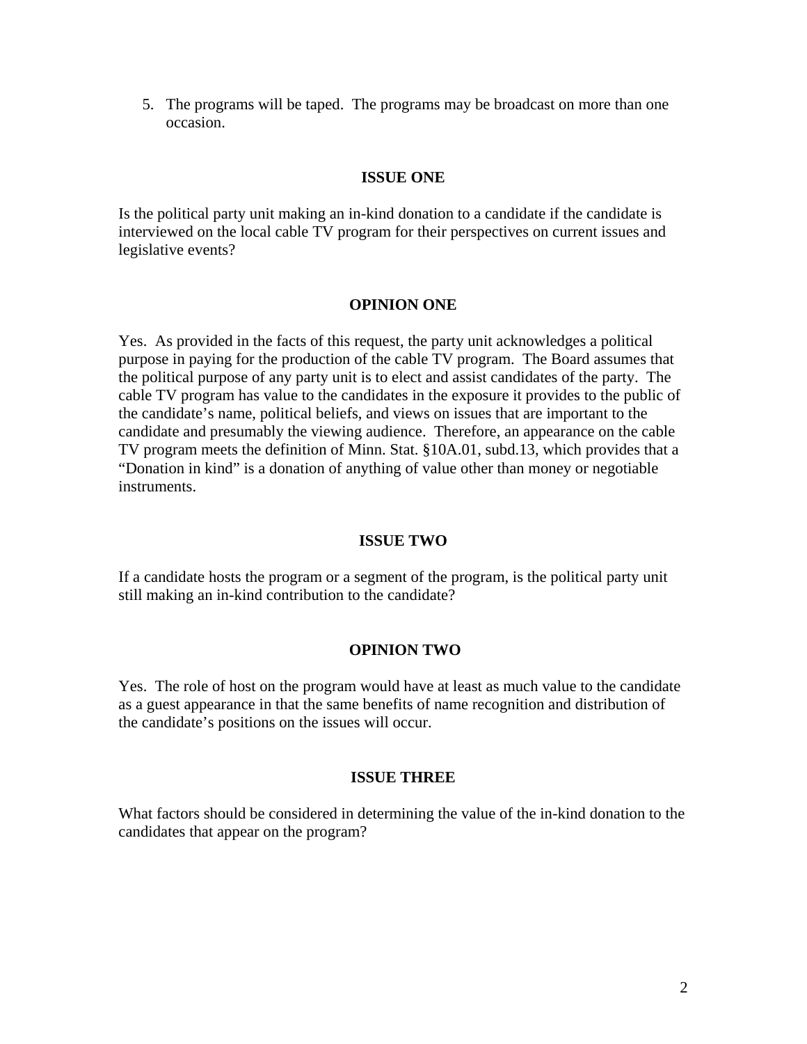5. The programs will be taped. The programs may be broadcast on more than one occasion.

## ISSUE ONE

Is the political party unit making an in-kind donation to a candidate if the candidate is interviewed on the local cable TV program for their perspectives on current issues and legislative events?

## OPINION ONE

Yes. As provided in the facts of this request, the party unit acknowledges a political purpose in paying for the production of the cable TV program. The Board assumes that the political purpose of any party unit is to elect and assist candidates of the party. The cable TV program has value to the candidates in the exposure it provides to the public of the candidate's name, political beliefs, and views on issues that are important to the candidate and presumably the viewing audience. Therefore, an appearance on the cable TV program meets the definition of Minn. Stat. §10A.01, subd.13, which provides that a "Donation in kind" is a donation of anything of value other than money or negotiable instruments.

## ISSUE TWO

If a candidate hosts the program or a segment of the program, is the political party unit still making an in-kind contribution to the candidate?

## OPINION TWO

Yes. The role of host on the program would have at least as much value to the candidate as a guest appearance in that the same benefits of name recognition and distribution of the candidate's positions on the issues will occur.

## ISSUE THREE

What factors should be considered in determining the value of the in-kind donation to the candidates that appear on the program?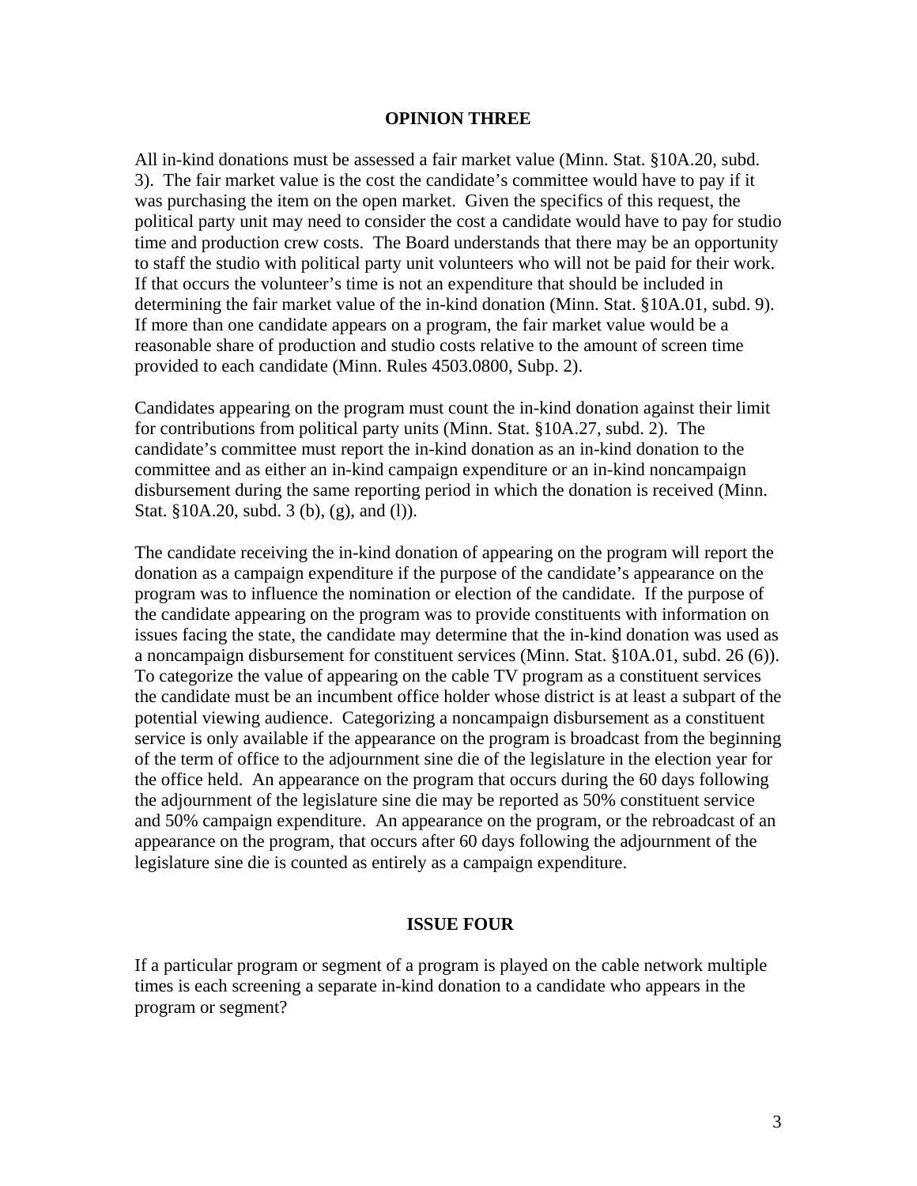## OPINION THREE

All in-kind donations must be assessed a fair market value (Minn. Stat. §10A.20, subd. 3). The fair market value is the cost the candidate's committee would have to pay if it was purchasing the item on the open market. Given the specifics of this request, the political party unit may need to consider the cost a candidate would have to pay for studio time and production crew costs. The Board understands that there may be an opportunity to staff the studio with political party unit volunteers who will not be paid for their work. If that occurs the volunteer's time is not an expenditure that should be included in determining the fair market value of the in-kind donation (Minn. Stat. §10A.01, subd. 9). If more than one candidate appears on a program, the fair market value would be a reasonable share of production and studio costs relative to the amount of screen time provided to each candidate (Minn. Rules 4503.0800, Subp. 2).

Candidates appearing on the program must count the in-kind donation against their limit for contributions from political party units (Minn. Stat. §10A.27, subd. 2). The candidate's committee must report the in-kind donation as an in-kind donation to the committee and as either an in-kind campaign expenditure or an in-kind noncampaign disbursement during the same reporting period in which the donation is received (Minn. Stat. §10A.20, subd. 3 (b), (g), and (l)).

The candidate receiving the in-kind donation of appearing on the program will report the donation as a campaign expenditure if the purpose of the candidate's appearance on the program was to influence the nomination or election of the candidate. If the purpose of the candidate appearing on the program was to provide constituents with information on issues facing the state, the candidate may determine that the in-kind donation was used as a noncampaign disbursement for constituent services (Minn. Stat. §10A.01, subd. 26 (6)). To categorize the value of appearing on the cable TV program as a constituent services the candidate must be an incumbent office holder whose district is at least a subpart of the potential viewing audience. Categorizing a noncampaign disbursement as a constituent service is only available if the appearance on the program is broadcast from the beginning of the term of office to the adjournment sine die of the legislature in the election year for the office held. An appearance on the program that occurs during the 60 days following the adjournment of the legislature sine die may be reported as 50% constituent service and 50% campaign expenditure. An appearance on the program, or the rebroadcast of an appearance on the program, that occurs after 60 days following the adjournment of the legislature sine die is counted as entirely as a campaign expenditure.

## ISSUE FOUR

If a particular program or segment of a program is played on the cable network multiple times is each screening a separate in-kind donation to a candidate who appears in the program or segment?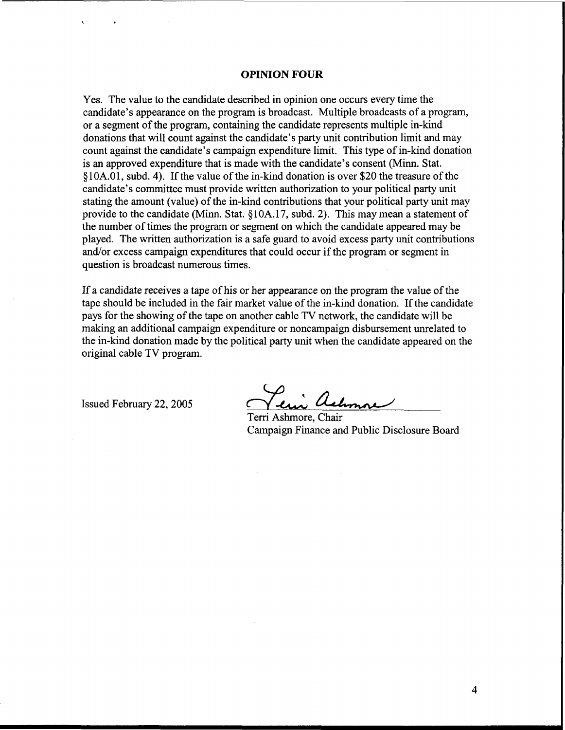## OPINION FOUR

Yes. The value to the candidate described in opinion one occurs every time the candidate's appearance on the program is broadcast. Multiple broadcasts of a program, or a segment of the program, containing the candidate represents multiple in-kind donations that will count against the candidate's party unit contribution limit and may count against the candidate's campaign expenditure limit. This type of in-kind donation is an approved expenditure that is made with the candidate's consent (Minn. Stat. §10A.01, subd. 4). If the value of the in-kind donation is over $20 the treasure of the candidate's committee must provide written authorization to your political party unit stating the amount (value) of the in-kind contributions that your political party unit may provide to the candidate (Minn. Stat. §10A.17, subd. 2). This may mean a statement of the number of times the program or segment on which the candidate appeared may be played. The written authorization is a safe guard to avoid excess party unit contributions and/or excess campaign expenditures that could occur if the program or segment in question is broadcast numerous times.

If a candidate receives a tape of his or her appearance on the program the value of the tape should be included in the fair market value of the in-kind donation. If the candidate pays for the showing of the tape on another cable TV network, the candidate will be making an additional campaign expenditure or noncampaign disbursement unrelated to the in-kind donation made by the political party unit when the candidate appeared on the original cable TV program.

Issued February 22, 2005

Terri Ashmore, Chair
Campaign Finance and Public Disclosure Board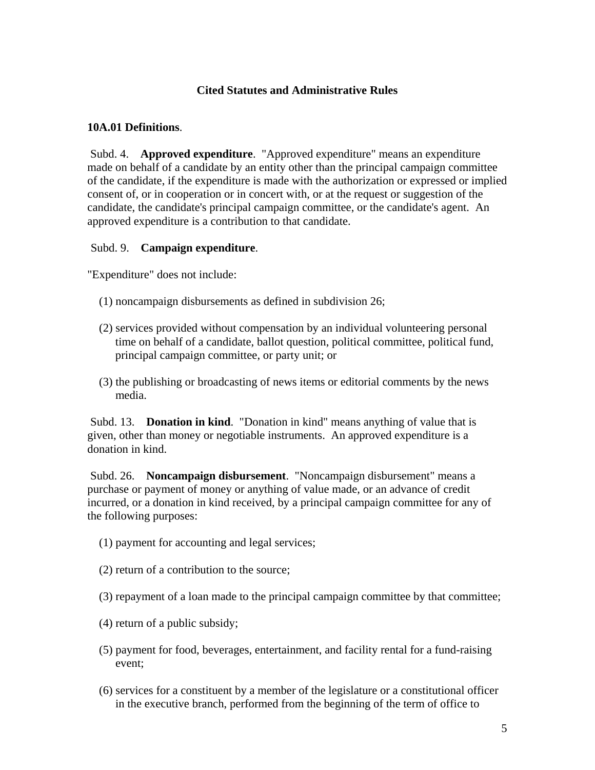## Cited Statutes and Administrative Rules

**10A.01 Definitions**.

Subd. 4. **Approved expenditure**. "Approved expenditure" means an expenditure made on behalf of a candidate by an entity other than the principal campaign committee of the candidate, if the expenditure is made with the authorization or expressed or implied consent of, or in cooperation or in concert with, or at the request or suggestion of the candidate, the candidate's principal campaign committee, or the candidate's agent. An approved expenditure is a contribution to that candidate.

Subd. 9. **Campaign expenditure**.

"Expenditure" does not include:

(1) noncampaign disbursements as defined in subdivision 26;

(2) services provided without compensation by an individual volunteering personal time on behalf of a candidate, ballot question, political committee, political fund, principal campaign committee, or party unit; or

(3) the publishing or broadcasting of news items or editorial comments by the news media.

Subd. 13. **Donation in kind**. "Donation in kind" means anything of value that is given, other than money or negotiable instruments. An approved expenditure is a donation in kind.

Subd. 26. **Noncampaign disbursement**. "Noncampaign disbursement" means a purchase or payment of money or anything of value made, or an advance of credit incurred, or a donation in kind received, by a principal campaign committee for any of the following purposes:

(1) payment for accounting and legal services;

(2) return of a contribution to the source;

(3) repayment of a loan made to the principal campaign committee by that committee;

(4) return of a public subsidy;

(5) payment for food, beverages, entertainment, and facility rental for a fund-raising event;

(6) services for a constituent by a member of the legislature or a constitutional officer in the executive branch, performed from the beginning of the term of office to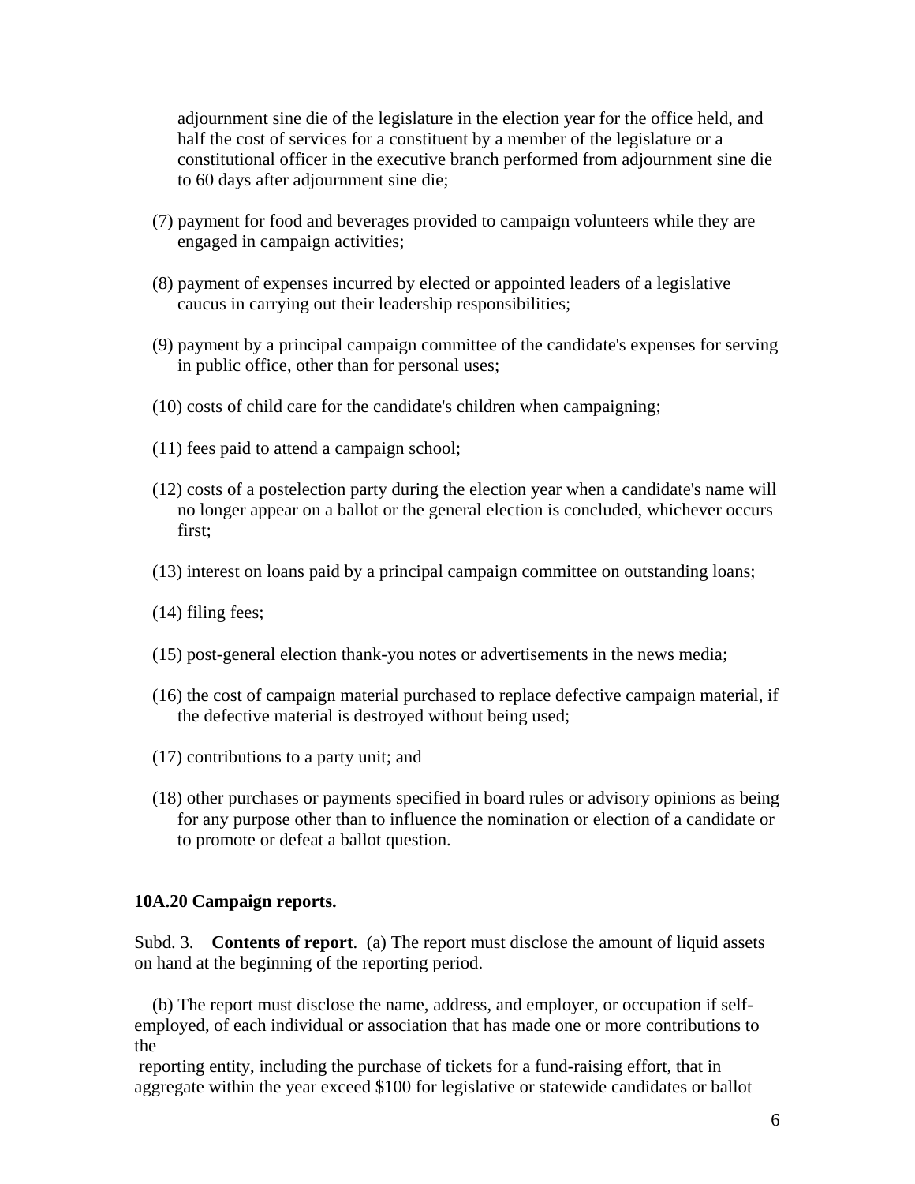adjournment sine die of the legislature in the election year for the office held, and half the cost of services for a constituent by a member of the legislature or a constitutional officer in the executive branch performed from adjournment sine die to 60 days after adjournment sine die;

(7) payment for food and beverages provided to campaign volunteers while they are engaged in campaign activities;

(8) payment of expenses incurred by elected or appointed leaders of a legislative caucus in carrying out their leadership responsibilities;

(9) payment by a principal campaign committee of the candidate's expenses for serving in public office, other than for personal uses;

(10) costs of child care for the candidate's children when campaigning;

(11) fees paid to attend a campaign school;

(12) costs of a postelection party during the election year when a candidate's name will no longer appear on a ballot or the general election is concluded, whichever occurs first;

(13) interest on loans paid by a principal campaign committee on outstanding loans;

(14) filing fees;

(15) post-general election thank-you notes or advertisements in the news media;

(16) the cost of campaign material purchased to replace defective campaign material, if the defective material is destroyed without being used;

(17) contributions to a party unit; and

(18) other purchases or payments specified in board rules or advisory opinions as being for any purpose other than to influence the nomination or election of a candidate or to promote or defeat a ballot question.

**10A.20 Campaign reports.**

Subd. 3. **Contents of report**. (a) The report must disclose the amount of liquid assets on hand at the beginning of the reporting period.

(b) The report must disclose the name, address, and employer, or occupation if self-employed, of each individual or association that has made one or more contributions to the reporting entity, including the purchase of tickets for a fund-raising effort, that in aggregate within the year exceed $100 for legislative or statewide candidates or ballot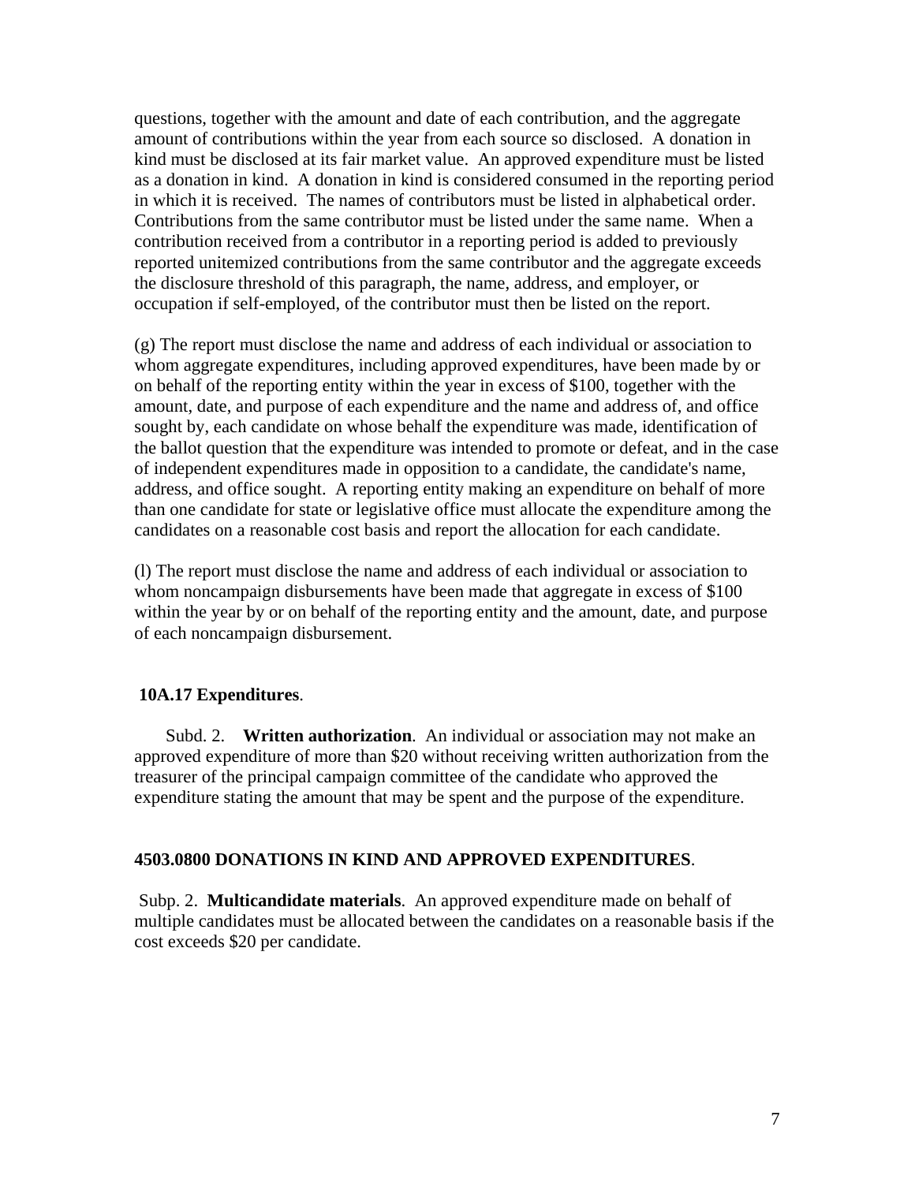questions, together with the amount and date of each contribution, and the aggregate amount of contributions within the year from each source so disclosed. A donation in kind must be disclosed at its fair market value. An approved expenditure must be listed as a donation in kind. A donation in kind is considered consumed in the reporting period in which it is received. The names of contributors must be listed in alphabetical order. Contributions from the same contributor must be listed under the same name. When a contribution received from a contributor in a reporting period is added to previously reported unitemized contributions from the same contributor and the aggregate exceeds the disclosure threshold of this paragraph, the name, address, and employer, or occupation if self-employed, of the contributor must then be listed on the report.

(g) The report must disclose the name and address of each individual or association to whom aggregate expenditures, including approved expenditures, have been made by or on behalf of the reporting entity within the year in excess of $100, together with the amount, date, and purpose of each expenditure and the name and address of, and office sought by, each candidate on whose behalf the expenditure was made, identification of the ballot question that the expenditure was intended to promote or defeat, and in the case of independent expenditures made in opposition to a candidate, the candidate's name, address, and office sought. A reporting entity making an expenditure on behalf of more than one candidate for state or legislative office must allocate the expenditure among the candidates on a reasonable cost basis and report the allocation for each candidate.

(l) The report must disclose the name and address of each individual or association to whom noncampaign disbursements have been made that aggregate in excess of $100 within the year by or on behalf of the reporting entity and the amount, date, and purpose of each noncampaign disbursement.

**10A.17 Expenditures**.

Subd. 2. **Written authorization**. An individual or association may not make an approved expenditure of more than $20 without receiving written authorization from the treasurer of the principal campaign committee of the candidate who approved the expenditure stating the amount that may be spent and the purpose of the expenditure.

**4503.0800 DONATIONS IN KIND AND APPROVED EXPENDITURES**.

Subp. 2. **Multicandidate materials**. An approved expenditure made on behalf of multiple candidates must be allocated between the candidates on a reasonable basis if the cost exceeds $20 per candidate.